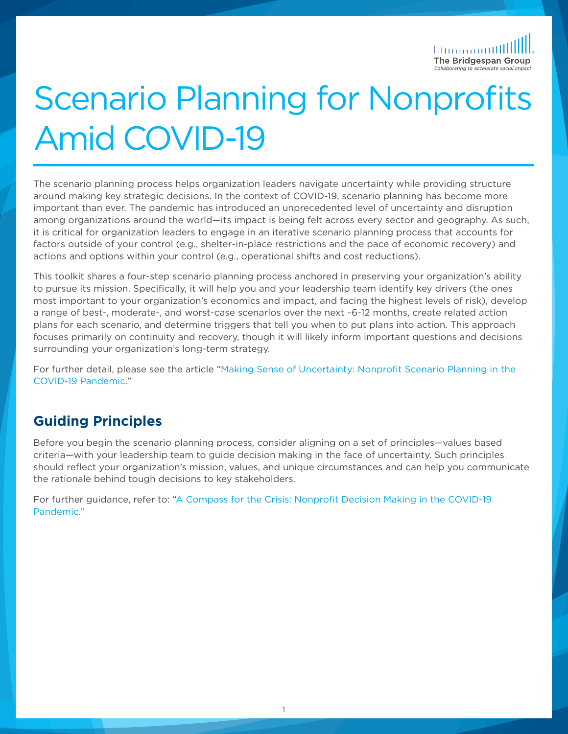# Scenario Planning for Nonprofits Amid COVID-19

The scenario planning process helps organization leaders navigate uncertainty while providing structure around making key strategic decisions. In the context of COVID-19, scenario planning has become more important than ever. The pandemic has introduced an unprecedented level of uncertainty and disruption among organizations around the world—its impact is being felt across every sector and geography. As such, it is critical for organization leaders to engage in an iterative scenario planning process that accounts for factors outside of your control (e.g., shelter-in-place restrictions and the pace of economic recovery) and actions and options within your control (e.g., operational shifts and cost reductions).

This toolkit shares a four-step scenario planning process anchored in preserving your organization's ability to pursue its mission. Specifically, it will help you and your leadership team identify key drivers (the ones most important to your organization's economics and impact, and facing the highest levels of risk), develop a range of best-, moderate-, and worst-case scenarios over the next ~6-12 months, create related action plans for each scenario, and determine triggers that tell you when to put plans into action. This approach focuses primarily on continuity and recovery, though it will likely inform important questions and decisions surrounding your organization's long-term strategy.

For further detail, please see the article "Making Sense of Uncertainty: Nonprofit Scenario Planning in the COVID-19 Pandemic."

## Guiding Principles

Before you begin the scenario planning process, consider aligning on a set of principles—values based criteria—with your leadership team to guide decision making in the face of uncertainty. Such principles should reflect your organization's mission, values, and unique circumstances and can help you communicate the rationale behind tough decisions to key stakeholders.

For further guidance, refer to: "A Compass for the Crisis: Nonprofit Decision Making in the COVID-19 Pandemic."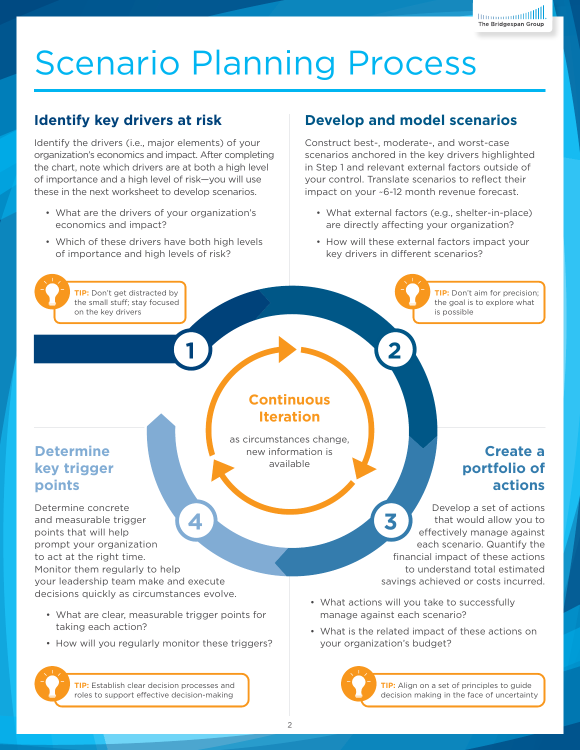# Scenario Planning Process

## 1. Identify key drivers at risk

Identify the drivers (i.e., major elements) of your organization's economics and impact. After completing the chart, note which drivers are at both a high level of importance and a high level of risk—you will use these in the next worksheet to develop scenarios.

- What are the drivers of your organization's economics and impact?
- Which of these drivers have both high levels of importance and high levels of risk?

**TIP:** Don't get distracted by the small stuff; stay focused on the key drivers

## 2. Develop and model scenarios

Construct best-, moderate-, and worst-case scenarios anchored in the key drivers highlighted in Step 1 and relevant external factors outside of your control. Translate scenarios to reflect their impact on your ~6-12 month revenue forecast.

- What external factors (e.g., shelter-in-place) are directly affecting your organization?
- How will these external factors impact your key drivers in different scenarios?

**TIP:** Don't aim for precision; the goal is to explore what is possible

## 3. Create a portfolio of actions

Develop a set of actions that would allow you to effectively manage against each scenario. Quantify the financial impact of these actions to understand total estimated savings achieved or costs incurred.

- What actions will you take to successfully manage against each scenario?
- What is the related impact of these actions on your organization's budget?

**TIP:** Align on a set of principles to guide decision making in the face of uncertainty

## 4. Determine key trigger points

Determine concrete and measurable trigger points that will help prompt your organization to act at the right time. Monitor them regularly to help your leadership team make and execute decisions quickly as circumstances evolve.

- What are clear, measurable trigger points for taking each action?
- How will you regularly monitor these triggers?

**TIP:** Establish clear decision processes and roles to support effective decision-making

### Continuous Iteration

as circumstances change, new information is available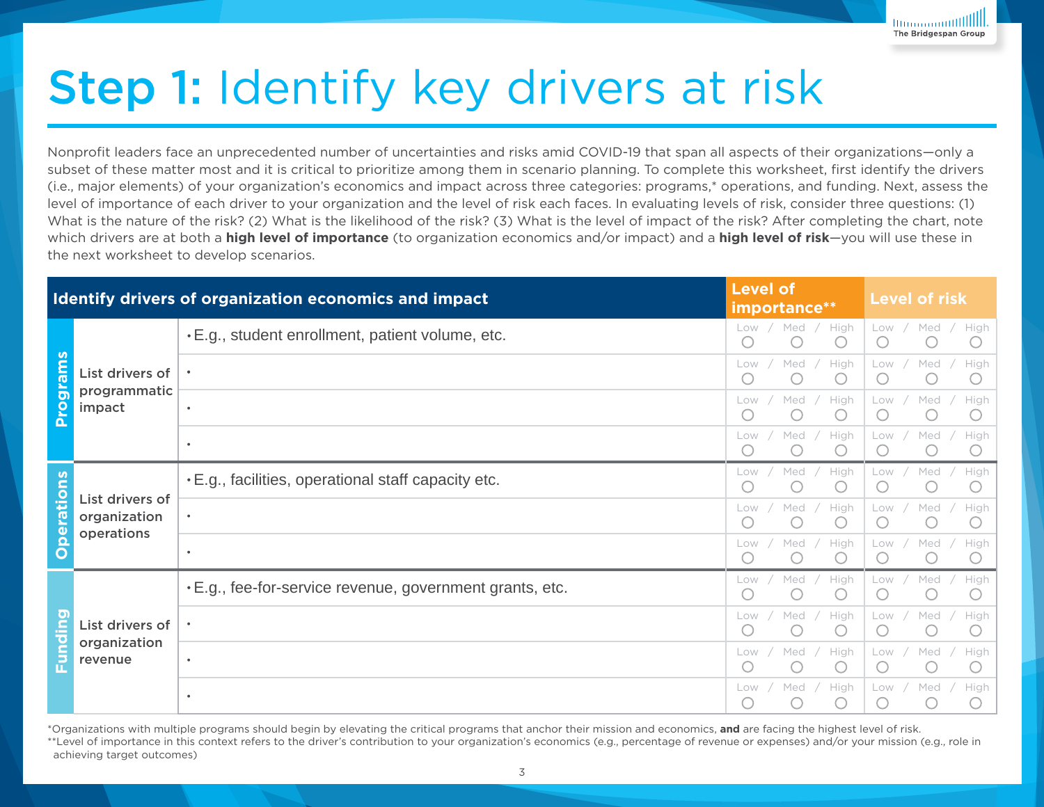# **Step 1:** Identify key drivers at risk

Nonprofit leaders face an unprecedented number of uncertainties and risks amid COVID-19 that span all aspects of their organizations—only a subset of these matter most and it is critical to prioritize among them in scenario planning. To complete this worksheet, first identify the drivers (i.e., major elements) of your organization's economics and impact across three categories: programs,* operations, and funding. Next, assess the level of importance of each driver to your organization and the level of risk each faces. In evaluating levels of risk, consider three questions: (1) What is the nature of the risk? (2) What is the likelihood of the risk? (3) What is the level of impact of the risk? After completing the chart, note which drivers are at both a **high level of importance** (to organization economics and/or impact) and a **high level of risk**—you will use these in the next worksheet to develop scenarios.

| Identify drivers of organization economics and impact | | | Level of importance** | Level of risk |
|---|---|---|---|---|
| Programs | List drivers of programmatic impact | • E.g., student enrollment, patient volume, etc. | Low / Med / High | Low / Med / High |
| | | • | Low / Med / High | Low / Med / High |
| | | • | Low / Med / High | Low / Med / High |
| | | • | Low / Med / High | Low / Med / High |
| Operations | List drivers of organization operations | • E.g., facilities, operational staff capacity etc. | Low / Med / High | Low / Med / High |
| | | • | Low / Med / High | Low / Med / High |
| | | • | Low / Med / High | Low / Med / High |
| Funding | List drivers of organization revenue | • E.g., fee-for-service revenue, government grants, etc. | Low / Med / High | Low / Med / High |
| | | • | Low / Med / High | Low / Med / High |
| | | • | Low / Med / High | Low / Med / High |
| | | • | Low / Med / High | Low / Med / High |

*Organizations with multiple programs should begin by elevating the critical programs that anchor their mission and economics, **and** are facing the highest level of risk.

**Level of importance in this context refers to the driver's contribution to your organization's economics (e.g., percentage of revenue or expenses) and/or your mission (e.g., role in achieving target outcomes)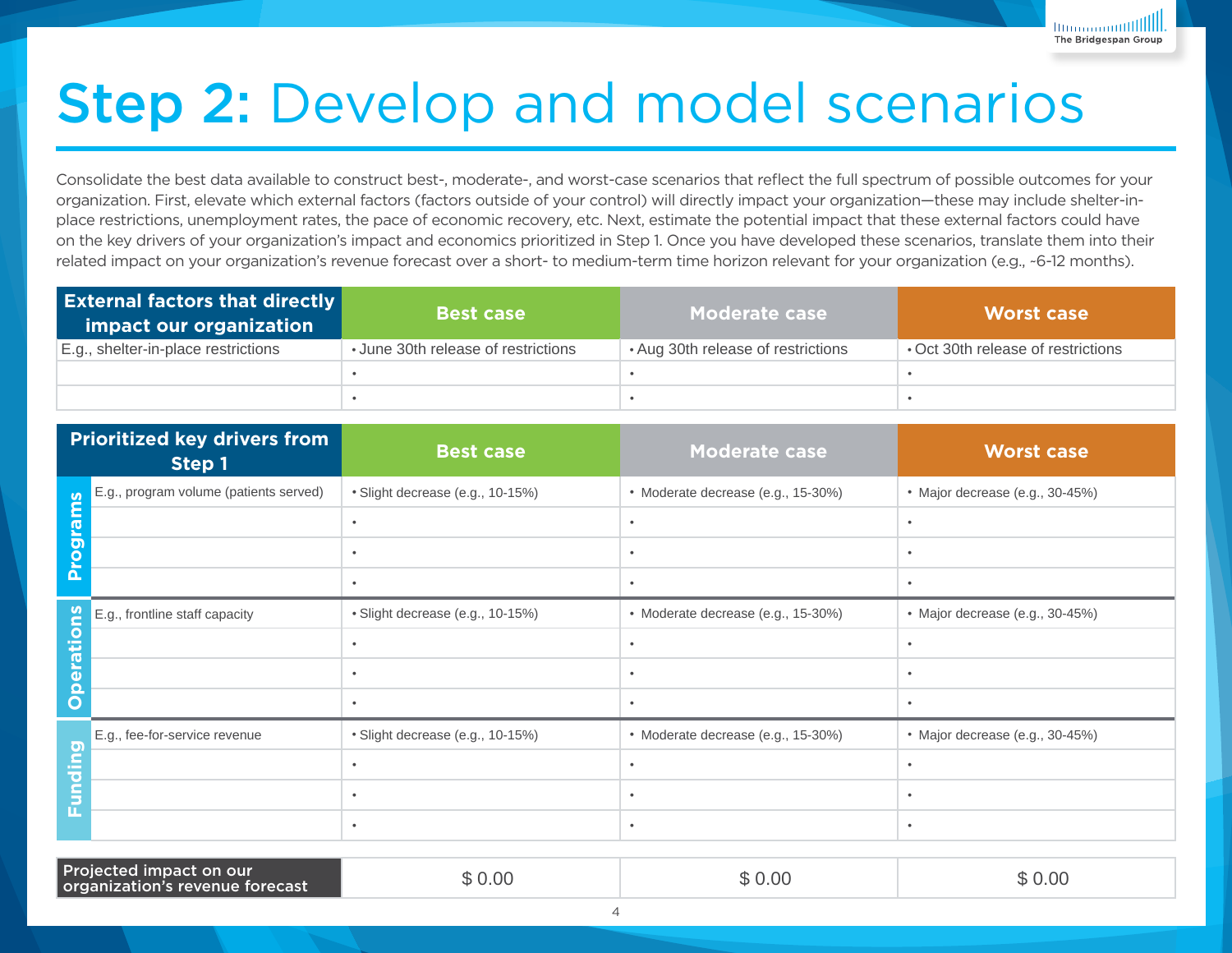# Step 2: Develop and model scenarios

Consolidate the best data available to construct best-, moderate-, and worst-case scenarios that reflect the full spectrum of possible outcomes for your organization. First, elevate which external factors (factors outside of your control) will directly impact your organization—these may include shelter-in-place restrictions, unemployment rates, the pace of economic recovery, etc. Next, estimate the potential impact that these external factors could have on the key drivers of your organization's impact and economics prioritized in Step 1. Once you have developed these scenarios, translate them into their related impact on your organization's revenue forecast over a short- to medium-term time horizon relevant for your organization (e.g., ~6-12 months).

| External factors that directly impact our organization | Best case | Moderate case | Worst case |
|---|---|---|---|
| E.g., shelter-in-place restrictions | • June 30th release of restrictions | • Aug 30th release of restrictions | • Oct 30th release of restrictions |
| | • | • | • |
| | • | • | • |

| | Prioritized key drivers from Step 1 | Best case | Moderate case | Worst case |
|---|---|---|---|---|
| Programs | E.g., program volume (patients served) | • Slight decrease (e.g., 10-15%) | • Moderate decrease (e.g., 15-30%) | • Major decrease (e.g., 30-45%) |
| | | • | • | • |
| | | • | • | • |
| | | • | • | • |
| Operations | E.g., frontline staff capacity | • Slight decrease (e.g., 10-15%) | • Moderate decrease (e.g., 15-30%) | • Major decrease (e.g., 30-45%) |
| | | • | • | • |
| | | • | • | • |
| | | • | • | • |
| Funding | E.g., fee-for-service revenue | • Slight decrease (e.g., 10-15%) | • Moderate decrease (e.g., 15-30%) | • Major decrease (e.g., 30-45%) |
| | | • | • | • |
| | | • | • | • |
| | | • | • | • |

| Projected impact on our organization's revenue forecast | $ 0.00 | $ 0.00 | $ 0.00 |
|---|---|---|---|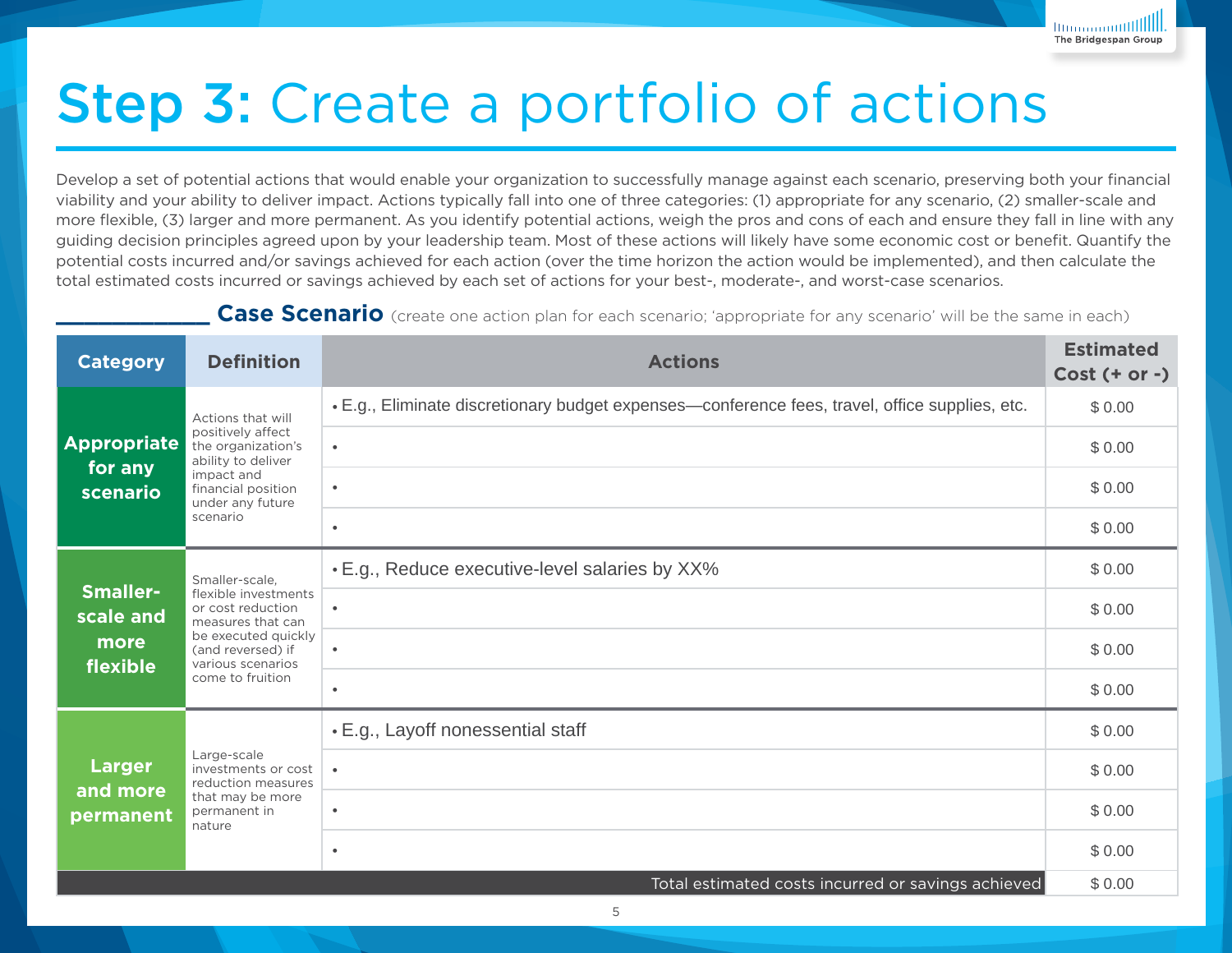# Step 3: Create a portfolio of actions

Develop a set of potential actions that would enable your organization to successfully manage against each scenario, preserving both your financial viability and your ability to deliver impact. Actions typically fall into one of three categories: (1) appropriate for any scenario, (2) smaller-scale and more flexible, (3) larger and more permanent. As you identify potential actions, weigh the pros and cons of each and ensure they fall in line with any guiding decision principles agreed upon by your leadership team. Most of these actions will likely have some economic cost or benefit. Quantify the potential costs incurred and/or savings achieved for each action (over the time horizon the action would be implemented), and then calculate the total estimated costs incurred or savings achieved by each set of actions for your best-, moderate-, and worst-case scenarios.

**___________ Case Scenario** (create one action plan for each scenario; 'appropriate for any scenario' will be the same in each)

| Category | Definition | Actions | Estimated Cost (+ or -) |
|---|---|---|---|
| **Appropriate for any scenario** | Actions that will positively affect the organization's ability to deliver impact and financial position under any future scenario | • E.g., Eliminate discretionary budget expenses—conference fees, travel, office supplies, etc. | $ 0.00 |
| | | • | $ 0.00 |
| | | • | $ 0.00 |
| | | • | $ 0.00 |
| **Smaller-scale and more flexible** | Smaller-scale, flexible investments or cost reduction measures that can be executed quickly (and reversed) if various scenarios come to fruition | • E.g., Reduce executive-level salaries by XX% | $ 0.00 |
| | | • | $ 0.00 |
| | | • | $ 0.00 |
| | | • | $ 0.00 |
| **Larger and more permanent** | Large-scale investments or cost reduction measures that may be more permanent in nature | • E.g., Layoff nonessential staff | $ 0.00 |
| | | • | $ 0.00 |
| | | • | $ 0.00 |
| | | • | $ 0.00 |
| | | Total estimated costs incurred or savings achieved | $ 0.00 |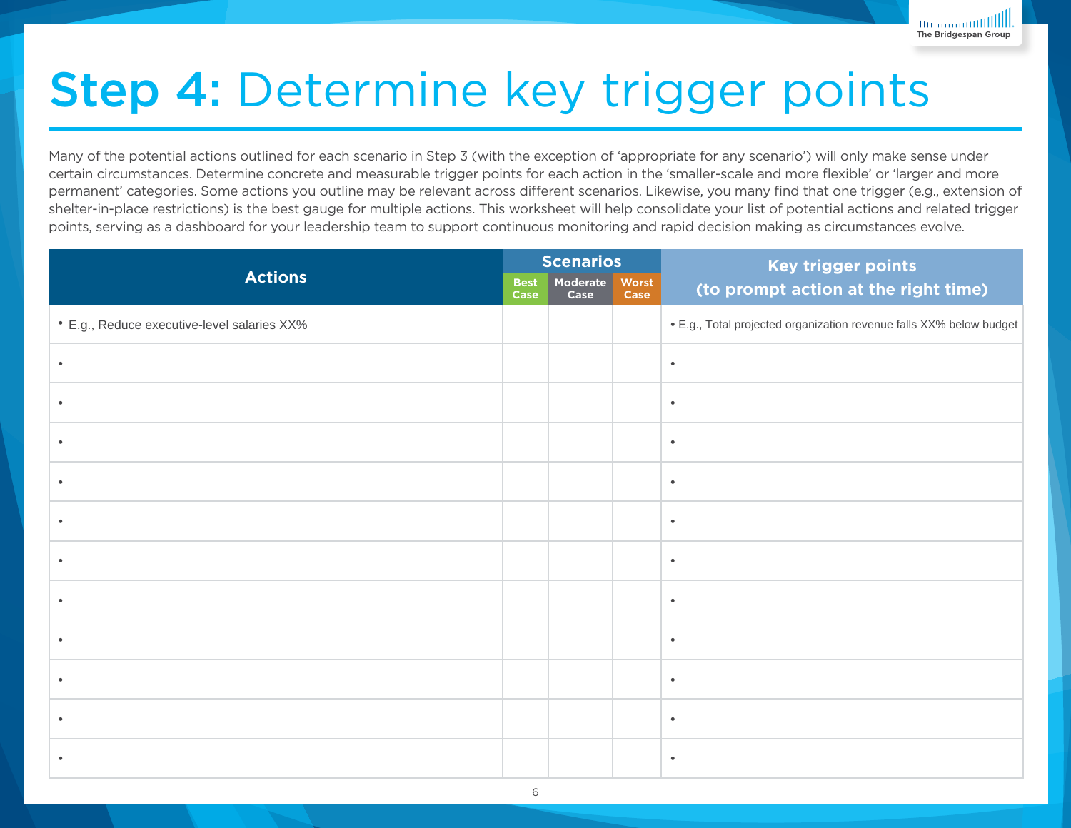# **Step 4:** Determine key trigger points

Many of the potential actions outlined for each scenario in Step 3 (with the exception of 'appropriate for any scenario') will only make sense under certain circumstances. Determine concrete and measurable trigger points for each action in the 'smaller-scale and more flexible' or 'larger and more permanent' categories. Some actions you outline may be relevant across different scenarios. Likewise, you many find that one trigger (e.g., extension of shelter-in-place restrictions) is the best gauge for multiple actions. This worksheet will help consolidate your list of potential actions and related trigger points, serving as a dashboard for your leadership team to support continuous monitoring and rapid decision making as circumstances evolve.

| Actions | Scenarios | | | Key trigger points (to prompt action at the right time) |
|---|---|---|---|---|
| | Best Case | Moderate Case | Worst Case | |
| • E.g., Reduce executive-level salaries XX% | | | | • E.g., Total projected organization revenue falls XX% below budget |
| • | | | | • |
| • | | | | • |
| • | | | | • |
| • | | | | • |
| • | | | | • |
| • | | | | • |
| • | | | | • |
| • | | | | • |
| • | | | | • |
| • | | | | • |
| • | | | | • |